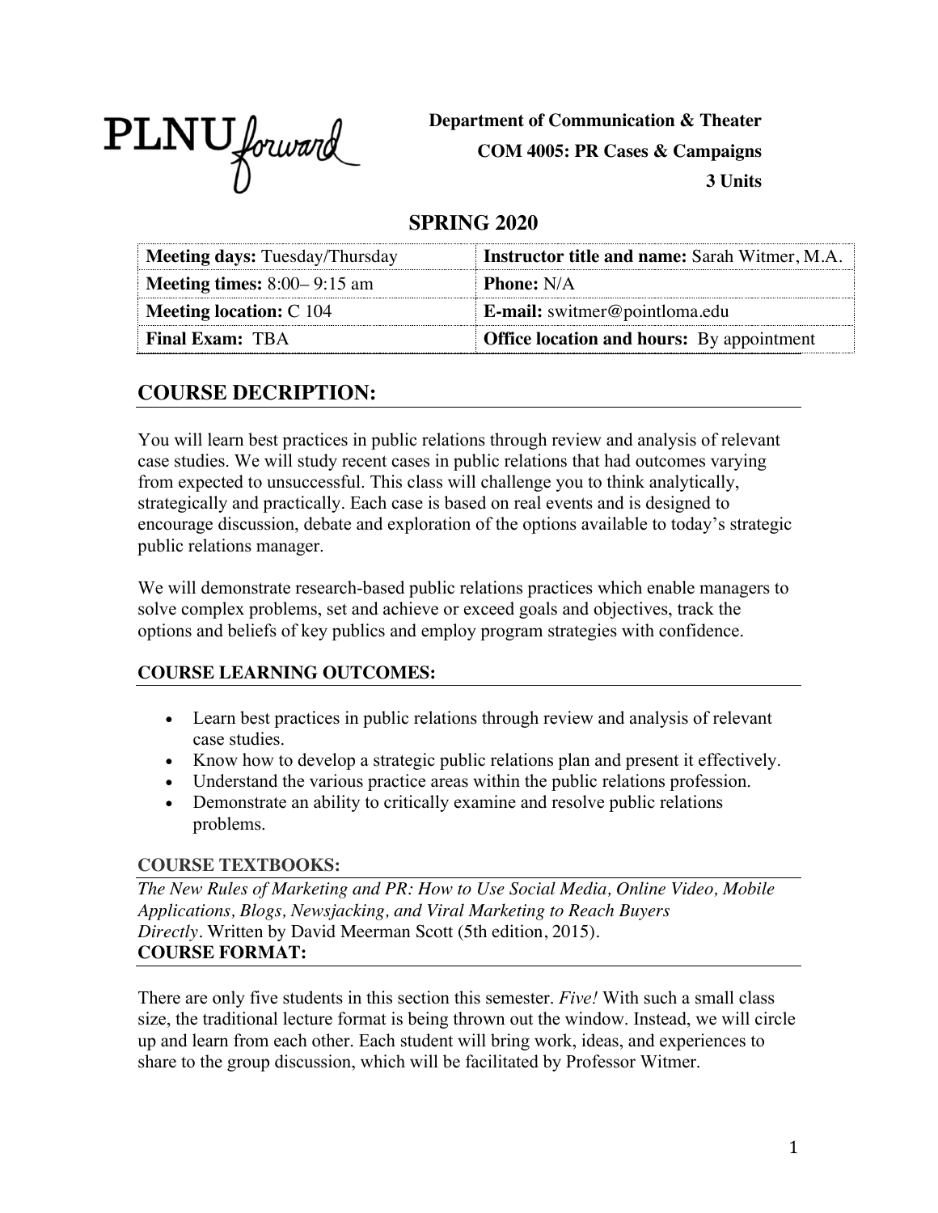PLNU forward

**Department of Communication & Theater**
**COM 4005: PR Cases & Campaigns**
**3 Units**

## SPRING 2020

| **Meeting days:** Tuesday/Thursday | **Instructor title and name:** Sarah Witmer, M.A. |
|---|---|
| **Meeting times:** 8:00– 9:15 am | **Phone:** N/A |
| **Meeting location:** C 104 | **E-mail:** switmer@pointloma.edu |
| **Final Exam:** TBA | **Office location and hours:** By appointment |

## COURSE DECRIPTION:

You will learn best practices in public relations through review and analysis of relevant case studies. We will study recent cases in public relations that had outcomes varying from expected to unsuccessful. This class will challenge you to think analytically, strategically and practically. Each case is based on real events and is designed to encourage discussion, debate and exploration of the options available to today's strategic public relations manager.

We will demonstrate research-based public relations practices which enable managers to solve complex problems, set and achieve or exceed goals and objectives, track the options and beliefs of key publics and employ program strategies with confidence.

### COURSE LEARNING OUTCOMES:

- Learn best practices in public relations through review and analysis of relevant case studies.
- Know how to develop a strategic public relations plan and present it effectively.
- Understand the various practice areas within the public relations profession.
- Demonstrate an ability to critically examine and resolve public relations problems.

### COURSE TEXTBOOKS:

*The New Rules of Marketing and PR: How to Use Social Media, Online Video, Mobile Applications, Blogs, Newsjacking, and Viral Marketing to Reach Buyers Directly*. Written by David Meerman Scott (5th edition, 2015).

### COURSE FORMAT:

There are only five students in this section this semester. *Five!* With such a small class size, the traditional lecture format is being thrown out the window. Instead, we will circle up and learn from each other. Each student will bring work, ideas, and experiences to share to the group discussion, which will be facilitated by Professor Witmer.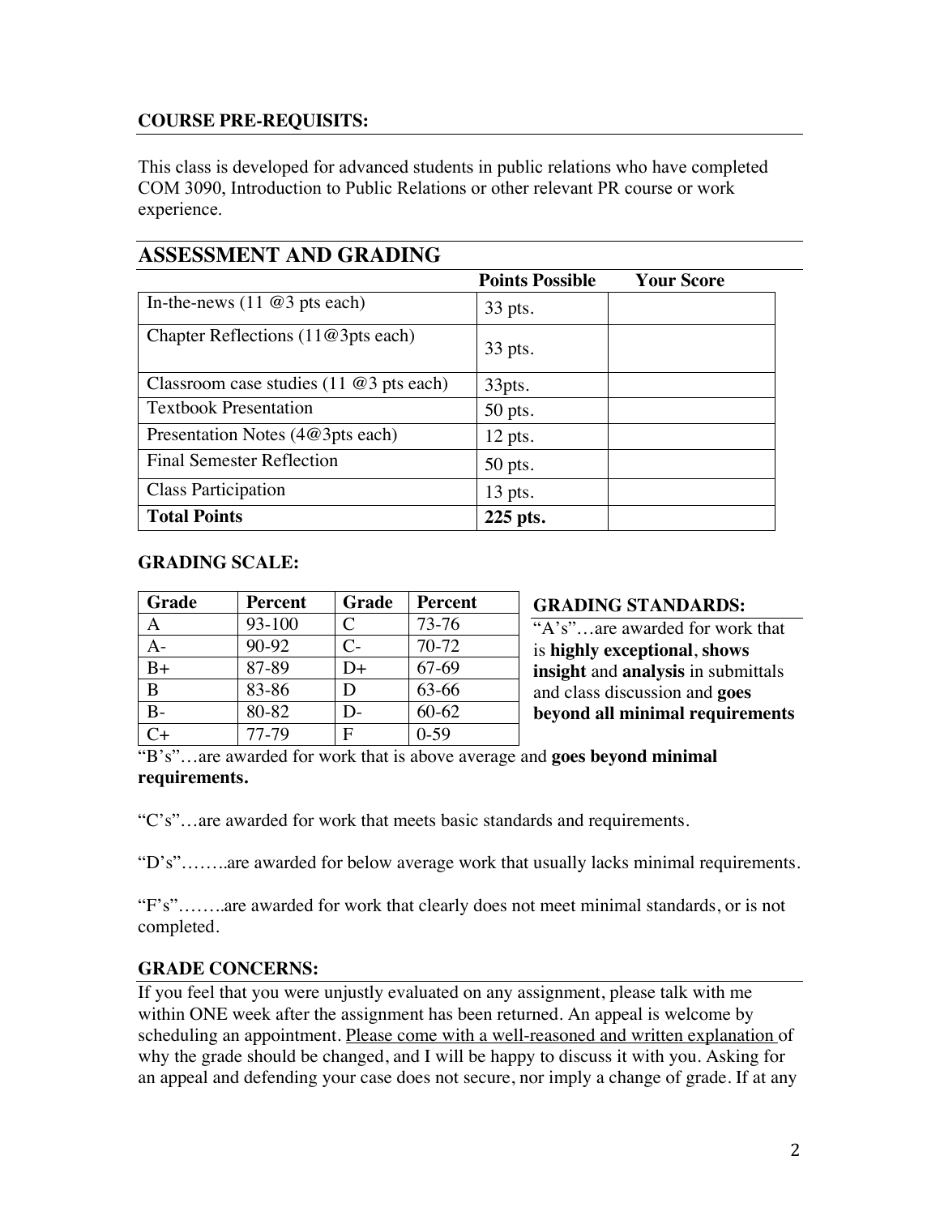**COURSE PRE-REQUISITS:**

This class is developed for advanced students in public relations who have completed COM 3090, Introduction to Public Relations or other relevant PR course or work experience.

## ASSESSMENT AND GRADING

| | Points Possible | Your Score |
|---|---|---|
| In-the-news (11 @3 pts each) | 33 pts. | |
| Chapter Reflections (11@3pts each) | 33 pts. | |
| Classroom case studies (11 @3 pts each) | 33pts. | |
| Textbook Presentation | 50 pts. | |
| Presentation Notes (4@3pts each) | 12 pts. | |
| Final Semester Reflection | 50 pts. | |
| Class Participation | 13 pts. | |
| **Total Points** | **225 pts.** | |

**GRADING SCALE:**

| Grade | Percent | Grade | Percent |
|---|---|---|---|
| A | 93-100 | C | 73-76 |
| A- | 90-92 | C- | 70-72 |
| B+ | 87-89 | D+ | 67-69 |
| B | 83-86 | D | 63-66 |
| B- | 80-82 | D- | 60-62 |
| C+ | 77-79 | F | 0-59 |

**GRADING STANDARDS:**

"A's"…are awarded for work that is **highly exceptional**, **shows insight** and **analysis** in submittals and class discussion and **goes beyond all minimal requirements**

"B's"…are awarded for work that is above average and **goes beyond minimal requirements.**

"C's"…are awarded for work that meets basic standards and requirements.

"D's"……..are awarded for below average work that usually lacks minimal requirements.

"F's"……..are awarded for work that clearly does not meet minimal standards, or is not completed.

**GRADE CONCERNS:**

If you feel that you were unjustly evaluated on any assignment, please talk with me within ONE week after the assignment has been returned. An appeal is welcome by scheduling an appointment. <u>Please come with a well-reasoned and written explanation</u> of why the grade should be changed, and I will be happy to discuss it with you. Asking for an appeal and defending your case does not secure, nor imply a change of grade. If at any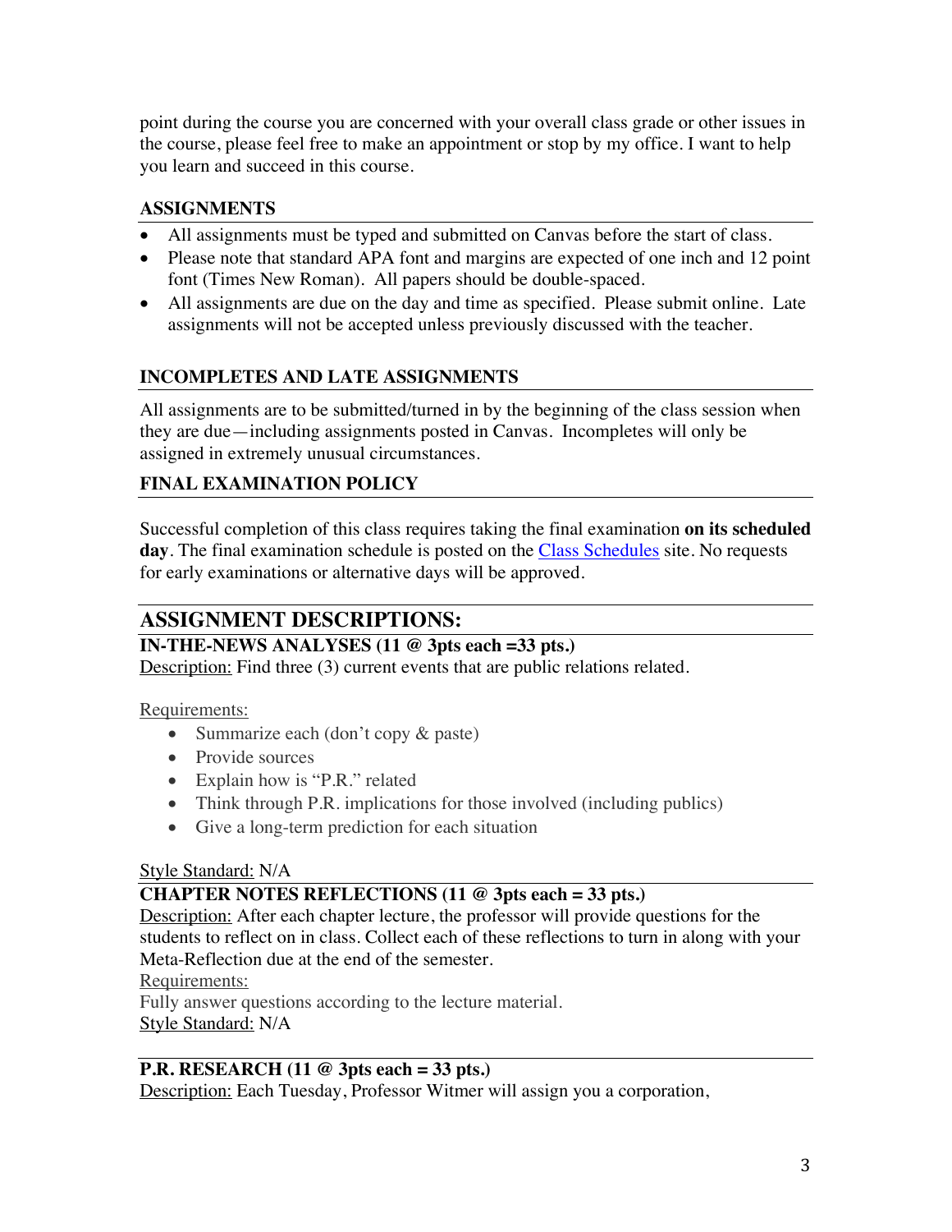point during the course you are concerned with your overall class grade or other issues in the course, please feel free to make an appointment or stop by my office. I want to help you learn and succeed in this course.

### ASSIGNMENTS

- All assignments must be typed and submitted on Canvas before the start of class.
- Please note that standard APA font and margins are expected of one inch and 12 point font (Times New Roman). All papers should be double-spaced.
- All assignments are due on the day and time as specified. Please submit online. Late assignments will not be accepted unless previously discussed with the teacher.

### INCOMPLETES AND LATE ASSIGNMENTS

All assignments are to be submitted/turned in by the beginning of the class session when they are due—including assignments posted in Canvas. Incompletes will only be assigned in extremely unusual circumstances.

### FINAL EXAMINATION POLICY

Successful completion of this class requires taking the final examination **on its scheduled day**. The final examination schedule is posted on the Class Schedules site. No requests for early examinations or alternative days will be approved.

## ASSIGNMENT DESCRIPTIONS:

### IN-THE-NEWS ANALYSES (11 @ 3pts each =33 pts.)

Description: Find three (3) current events that are public relations related.

Requirements:

- Summarize each (don't copy & paste)
- Provide sources
- Explain how is "P.R." related
- Think through P.R. implications for those involved (including publics)
- Give a long-term prediction for each situation

Style Standard: N/A

### CHAPTER NOTES REFLECTIONS (11 @ 3pts each = 33 pts.)

Description: After each chapter lecture, the professor will provide questions for the students to reflect on in class. Collect each of these reflections to turn in along with your Meta-Reflection due at the end of the semester.

Requirements:

Fully answer questions according to the lecture material.

Style Standard: N/A

### P.R. RESEARCH (11 @ 3pts each = 33 pts.)

Description: Each Tuesday, Professor Witmer will assign you a corporation,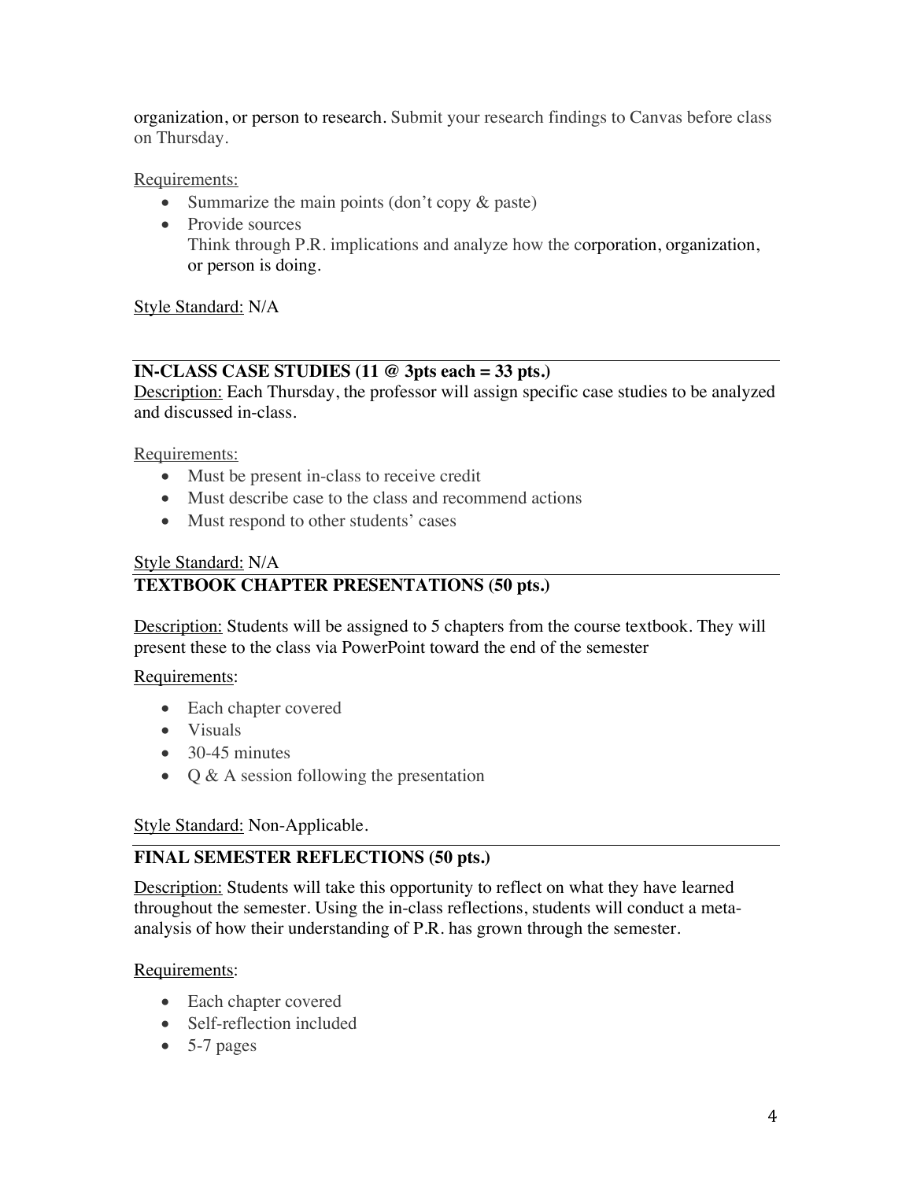organization, or person to research. Submit your research findings to Canvas before class on Thursday.

Requirements:

- Summarize the main points (don't copy & paste)
- Provide sources
  Think through P.R. implications and analyze how the corporation, organization, or person is doing.

Style Standard: N/A

---

**IN-CLASS CASE STUDIES (11 @ 3pts each = 33 pts.)**

Description: Each Thursday, the professor will assign specific case studies to be analyzed and discussed in-class.

Requirements:

- Must be present in-class to receive credit
- Must describe case to the class and recommend actions
- Must respond to other students' cases

Style Standard: N/A

---

**TEXTBOOK CHAPTER PRESENTATIONS (50 pts.)**

Description: Students will be assigned to 5 chapters from the course textbook. They will present these to the class via PowerPoint toward the end of the semester

Requirements:

- Each chapter covered
- Visuals
- 30-45 minutes
- Q & A session following the presentation

Style Standard: Non-Applicable.

---

**FINAL SEMESTER REFLECTIONS (50 pts.)**

Description: Students will take this opportunity to reflect on what they have learned throughout the semester. Using the in-class reflections, students will conduct a meta-analysis of how their understanding of P.R. has grown through the semester.

Requirements:

- Each chapter covered
- Self-reflection included
- 5-7 pages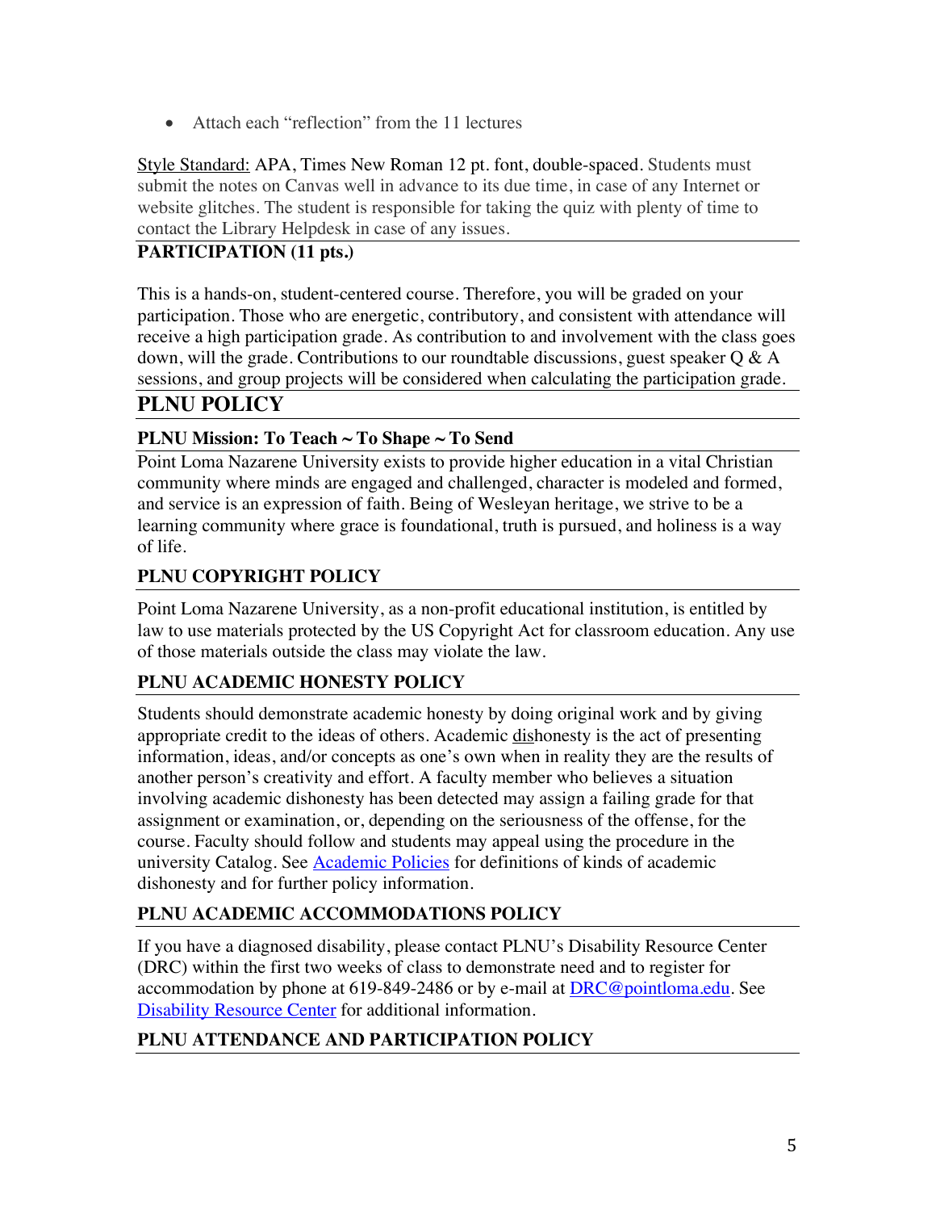- Attach each "reflection" from the 11 lectures

Style Standard: APA, Times New Roman 12 pt. font, double-spaced. Students must submit the notes on Canvas well in advance to its due time, in case of any Internet or website glitches. The student is responsible for taking the quiz with plenty of time to contact the Library Helpdesk in case of any issues.

### PARTICIPATION (11 pts.)

This is a hands-on, student-centered course. Therefore, you will be graded on your participation. Those who are energetic, contributory, and consistent with attendance will receive a high participation grade. As contribution to and involvement with the class goes down, will the grade. Contributions to our roundtable discussions, guest speaker Q & A sessions, and group projects will be considered when calculating the participation grade.

## PLNU POLICY

### PLNU Mission: To Teach ~ To Shape ~ To Send

Point Loma Nazarene University exists to provide higher education in a vital Christian community where minds are engaged and challenged, character is modeled and formed, and service is an expression of faith. Being of Wesleyan heritage, we strive to be a learning community where grace is foundational, truth is pursued, and holiness is a way of life.

### PLNU COPYRIGHT POLICY

Point Loma Nazarene University, as a non-profit educational institution, is entitled by law to use materials protected by the US Copyright Act for classroom education. Any use of those materials outside the class may violate the law.

### PLNU ACADEMIC HONESTY POLICY

Students should demonstrate academic honesty by doing original work and by giving appropriate credit to the ideas of others. Academic dishonesty is the act of presenting information, ideas, and/or concepts as one's own when in reality they are the results of another person's creativity and effort. A faculty member who believes a situation involving academic dishonesty has been detected may assign a failing grade for that assignment or examination, or, depending on the seriousness of the offense, for the course. Faculty should follow and students may appeal using the procedure in the university Catalog. See Academic Policies for definitions of kinds of academic dishonesty and for further policy information.

### PLNU ACADEMIC ACCOMMODATIONS POLICY

If you have a diagnosed disability, please contact PLNU's Disability Resource Center (DRC) within the first two weeks of class to demonstrate need and to register for accommodation by phone at 619-849-2486 or by e-mail at DRC@pointloma.edu. See Disability Resource Center for additional information.

### PLNU ATTENDANCE AND PARTICIPATION POLICY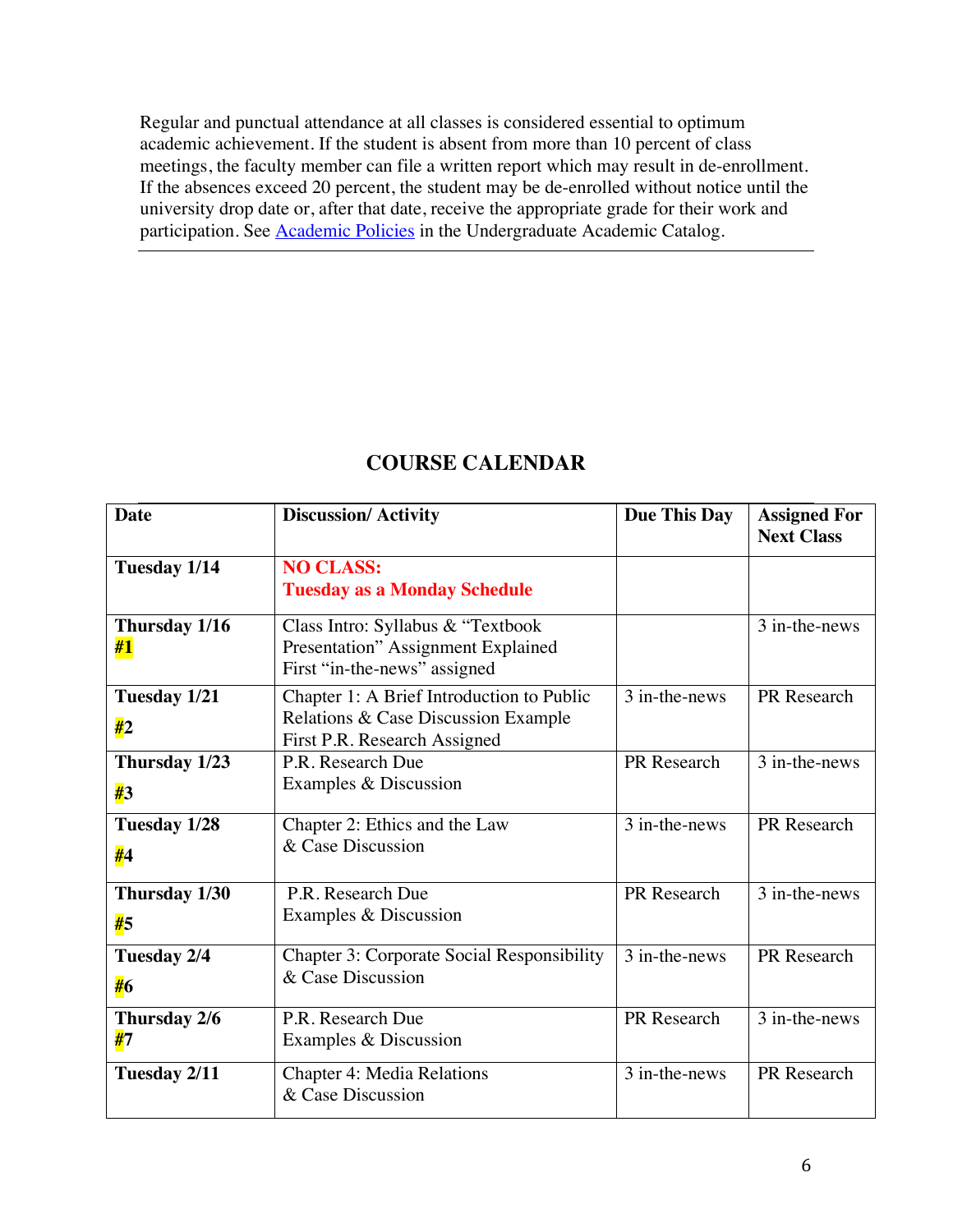Regular and punctual attendance at all classes is considered essential to optimum academic achievement. If the student is absent from more than 10 percent of class meetings, the faculty member can file a written report which may result in de-enrollment. If the absences exceed 20 percent, the student may be de-enrolled without notice until the university drop date or, after that date, receive the appropriate grade for their work and participation. See Academic Policies in the Undergraduate Academic Catalog.

## COURSE CALENDAR

| Date | Discussion/ Activity | Due This Day | Assigned For Next Class |
|---|---|---|---|
| **Tuesday 1/14** | **NO CLASS: Tuesday as a Monday Schedule** | | |
| **Thursday 1/16 #1** | Class Intro: Syllabus & "Textbook Presentation" Assignment Explained First "in-the-news" assigned | | 3 in-the-news |
| **Tuesday 1/21 #2** | Chapter 1: A Brief Introduction to Public Relations & Case Discussion Example First P.R. Research Assigned | 3 in-the-news | PR Research |
| **Thursday 1/23 #3** | P.R. Research Due Examples & Discussion | PR Research | 3 in-the-news |
| **Tuesday 1/28 #4** | Chapter 2: Ethics and the Law & Case Discussion | 3 in-the-news | PR Research |
| **Thursday 1/30 #5** | P.R. Research Due Examples & Discussion | PR Research | 3 in-the-news |
| **Tuesday 2/4 #6** | Chapter 3: Corporate Social Responsibility & Case Discussion | 3 in-the-news | PR Research |
| **Thursday 2/6 #7** | P.R. Research Due Examples & Discussion | PR Research | 3 in-the-news |
| **Tuesday 2/11** | Chapter 4: Media Relations & Case Discussion | 3 in-the-news | PR Research |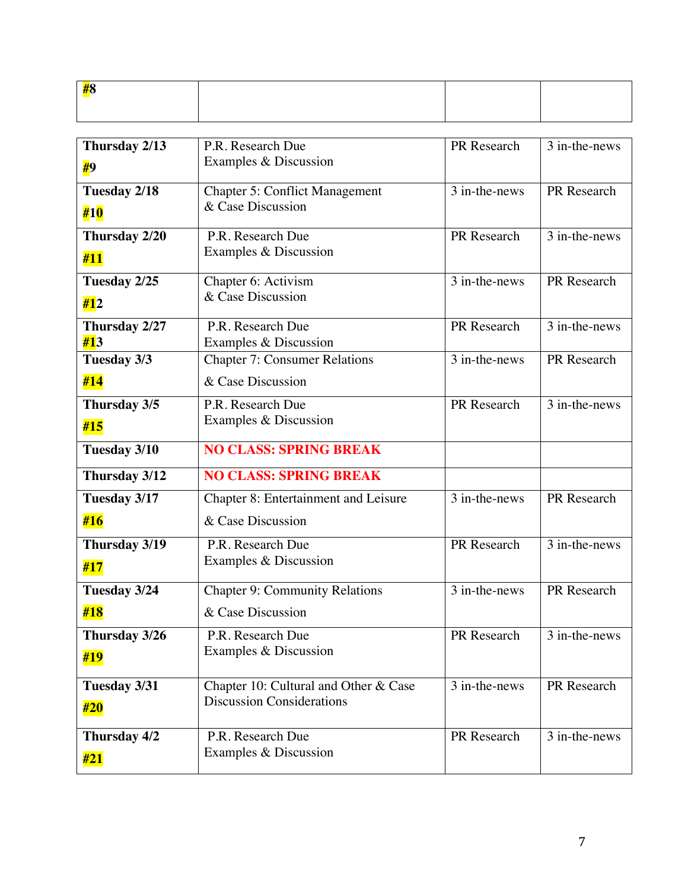| #8 | | | |
|---|---|---|---|

| Thursday 2/13 #9 | P.R. Research Due Examples & Discussion | PR Research | 3 in-the-news |
|---|---|---|---|
| Tuesday 2/18 #10 | Chapter 5: Conflict Management & Case Discussion | 3 in-the-news | PR Research |
| Thursday 2/20 #11 | P.R. Research Due Examples & Discussion | PR Research | 3 in-the-news |
| Tuesday 2/25 #12 | Chapter 6: Activism & Case Discussion | 3 in-the-news | PR Research |
| Thursday 2/27 #13 | P.R. Research Due Examples & Discussion | PR Research | 3 in-the-news |
| Tuesday 3/3 #14 | Chapter 7: Consumer Relations & Case Discussion | 3 in-the-news | PR Research |
| Thursday 3/5 #15 | P.R. Research Due Examples & Discussion | PR Research | 3 in-the-news |
| Tuesday 3/10 | **NO CLASS: SPRING BREAK** | | |
| Thursday 3/12 | **NO CLASS: SPRING BREAK** | | |
| Tuesday 3/17 #16 | Chapter 8: Entertainment and Leisure & Case Discussion | 3 in-the-news | PR Research |
| Thursday 3/19 #17 | P.R. Research Due Examples & Discussion | PR Research | 3 in-the-news |
| Tuesday 3/24 #18 | Chapter 9: Community Relations & Case Discussion | 3 in-the-news | PR Research |
| Thursday 3/26 #19 | P.R. Research Due Examples & Discussion | PR Research | 3 in-the-news |
| Tuesday 3/31 #20 | Chapter 10: Cultural and Other & Case Discussion Considerations | 3 in-the-news | PR Research |
| Thursday 4/2 #21 | P.R. Research Due Examples & Discussion | PR Research | 3 in-the-news |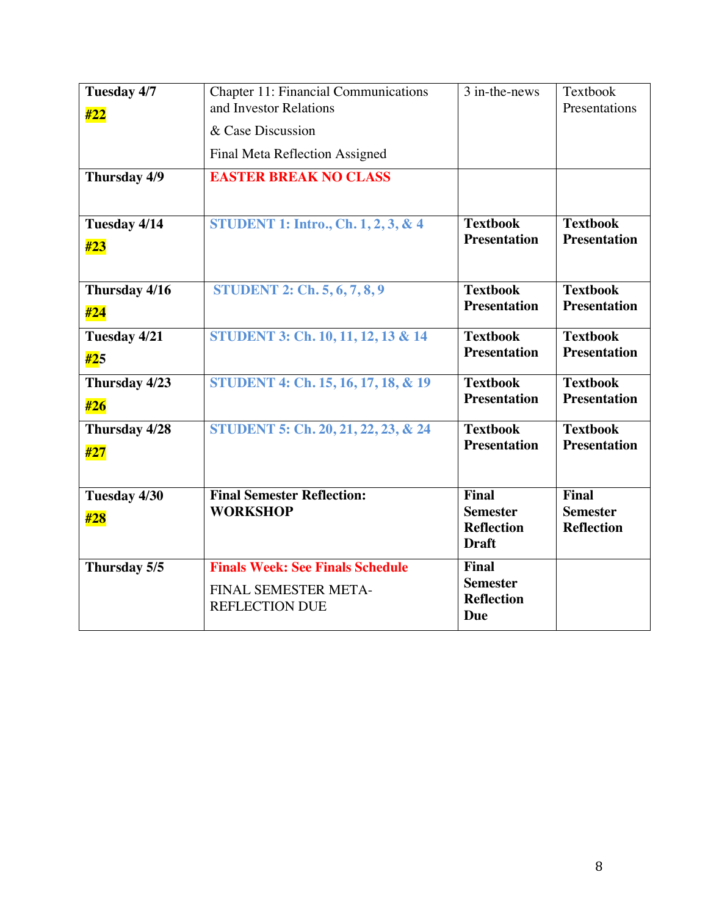| | | | |
|---|---|---|---|
| **Tuesday 4/7**<br>**#22** | Chapter 11: Financial Communications and Investor Relations<br>& Case Discussion<br>Final Meta Reflection Assigned | 3 in-the-news | Textbook Presentations |
| **Thursday 4/9** | **EASTER BREAK NO CLASS** | | |
| **Tuesday 4/14**<br>**#23** | **STUDENT 1: Intro., Ch. 1, 2, 3, & 4** | **Textbook Presentation** | **Textbook Presentation** |
| **Thursday 4/16**<br>**#24** | **STUDENT 2: Ch. 5, 6, 7, 8, 9** | **Textbook Presentation** | **Textbook Presentation** |
| **Tuesday 4/21**<br>**#25** | **STUDENT 3: Ch. 10, 11, 12, 13 & 14** | **Textbook Presentation** | **Textbook Presentation** |
| **Thursday 4/23**<br>**#26** | **STUDENT 4: Ch. 15, 16, 17, 18, & 19** | **Textbook Presentation** | **Textbook Presentation** |
| **Thursday 4/28**<br>**#27** | **STUDENT 5: Ch. 20, 21, 22, 23, & 24** | **Textbook Presentation** | **Textbook Presentation** |
| **Tuesday 4/30**<br>**#28** | **Final Semester Reflection: WORKSHOP** | **Final Semester Reflection Draft** | **Final Semester Reflection** |
| **Thursday 5/5** | **Finals Week: See Finals Schedule**<br>FINAL SEMESTER META-REFLECTION DUE | **Final Semester Reflection Due** | |